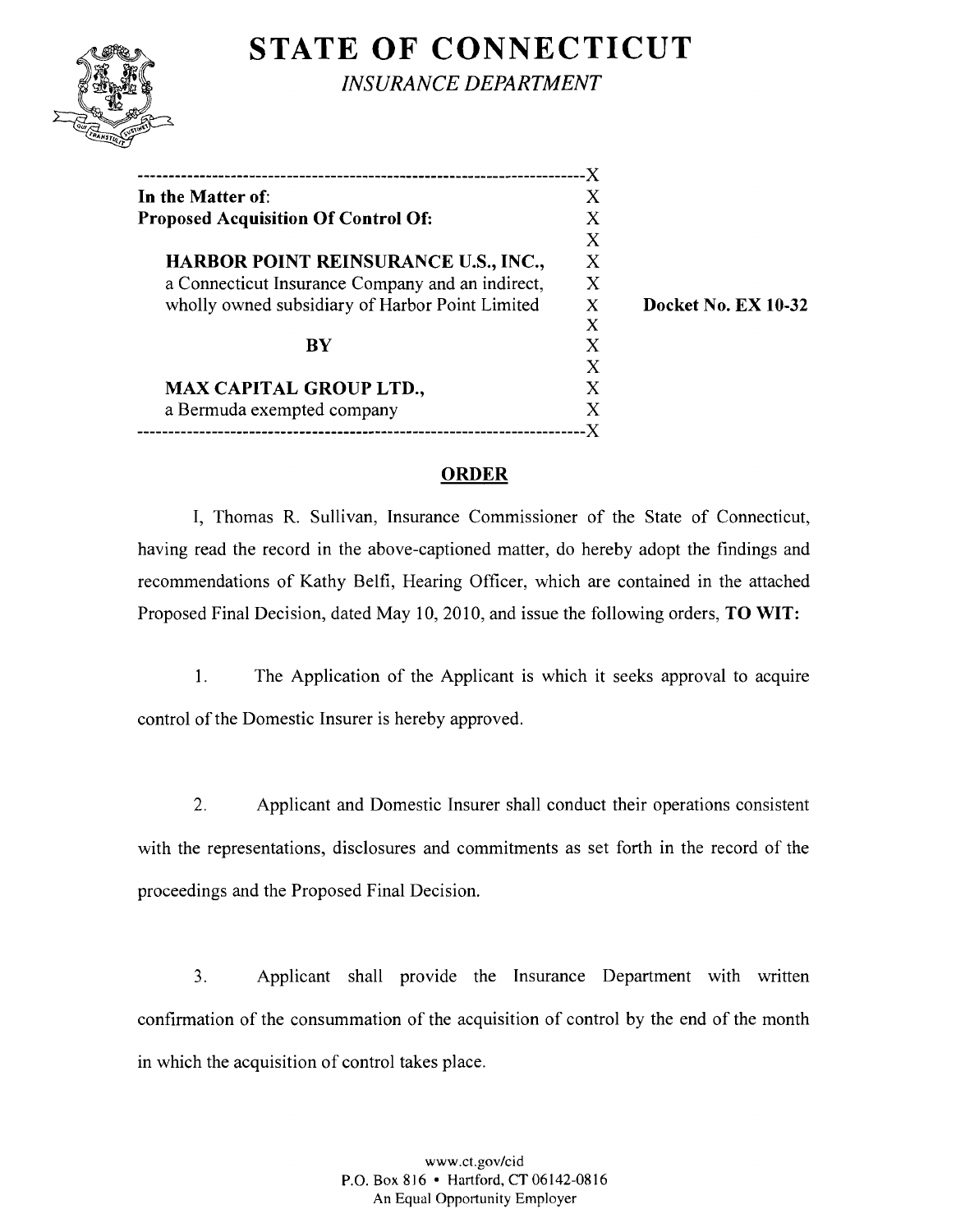# STATE OF CONNECTICUT

*INSURANCE DEPARTMENT*

| | |
|---|---|
| **In the Matter of:** | |
| **Proposed Acquisition Of Control Of:** | |
| **HARBOR POINT REINSURANCE U.S., INC.,** a Connecticut Insurance Company and an indirect, wholly owned subsidiary of Harbor Point Limited | **Docket No. EX 10-32** |
| **BY** | |
| **MAX CAPITAL GROUP LTD.,** a Bermuda exempted company | |

## ORDER

I, Thomas R. Sullivan, Insurance Commissioner of the State of Connecticut, having read the record in the above-captioned matter, do hereby adopt the findings and recommendations of Kathy Belfi, Hearing Officer, which are contained in the attached Proposed Final Decision, dated May 10, 2010, and issue the following orders, **TO WIT:**

1. The Application of the Applicant is which it seeks approval to acquire control of the Domestic Insurer is hereby approved.

2. Applicant and Domestic Insurer shall conduct their operations consistent with the representations, disclosures and commitments as set forth in the record of the proceedings and the Proposed Final Decision.

3. Applicant shall provide the Insurance Department with written confirmation of the consummation of the acquisition of control by the end of the month in which the acquisition of control takes place.

www.ct.gov/cid
P.O. Box 816 • Hartford, CT 06142-0816
An Equal Opportunity Employer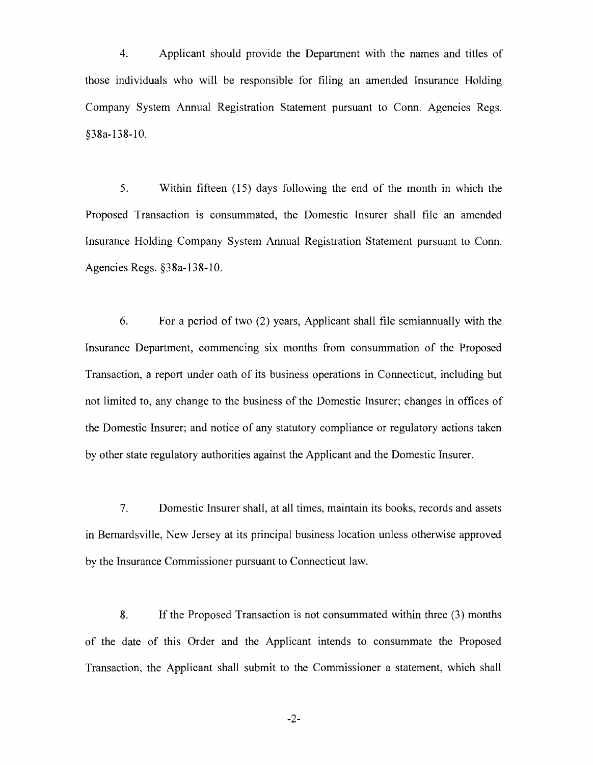4. Applicant should provide the Department with the names and titles of those individuals who will be responsible for filing an amended Insurance Holding Company System Annual Registration Statement pursuant to Conn. Agencies Regs. §38a-138-10.

5. Within fifteen (15) days following the end of the month in which the Proposed Transaction is consummated, the Domestic Insurer shall file an amended Insurance Holding Company System Annual Registration Statement pursuant to Conn. Agencies Regs. §38a-138-10.

6. For a period of two (2) years, Applicant shall file semiannually with the Insurance Department, commencing six months from consummation of the Proposed Transaction, a report under oath of its business operations in Connecticut, including but not limited to, any change to the business of the Domestic Insurer; changes in offices of the Domestic Insurer; and notice of any statutory compliance or regulatory actions taken by other state regulatory authorities against the Applicant and the Domestic Insurer.

7. Domestic Insurer shall, at all times, maintain its books, records and assets in Bernardsville, New Jersey at its principal business location unless otherwise approved by the Insurance Commissioner pursuant to Connecticut law.

8. If the Proposed Transaction is not consummated within three (3) months of the date of this Order and the Applicant intends to consummate the Proposed Transaction, the Applicant shall submit to the Commissioner a statement, which shall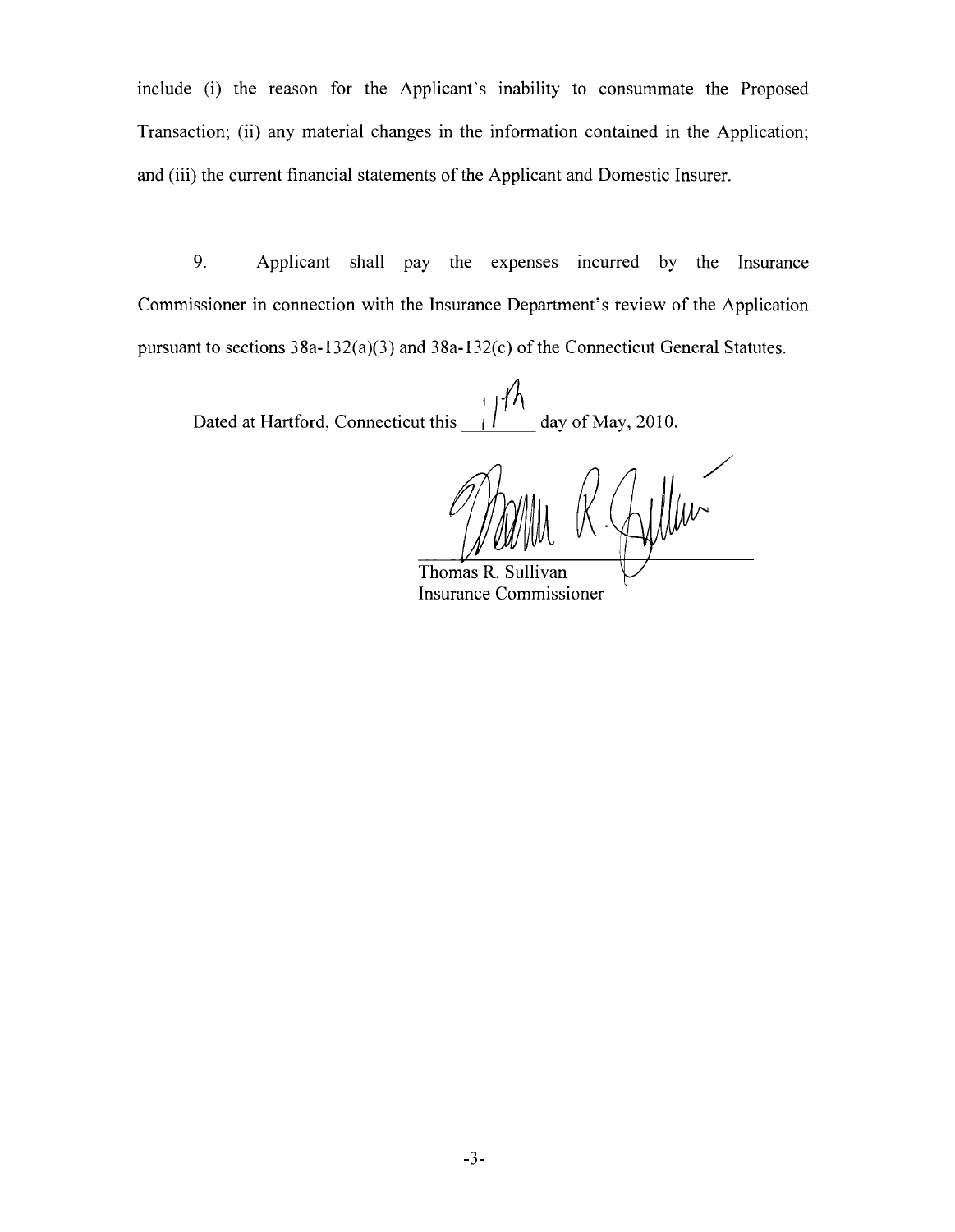include (i) the reason for the Applicant's inability to consummate the Proposed Transaction; (ii) any material changes in the information contained in the Application; and (iii) the current financial statements of the Applicant and Domestic Insurer.

9. Applicant shall pay the expenses incurred by the Insurance Commissioner in connection with the Insurance Department's review of the Application pursuant to sections 38a-132(a)(3) and 38a-132(c) of the Connecticut General Statutes.

Dated at Hartford, Connecticut this 11th day of May, 2010.

Thomas R. Sullivan
Insurance Commissioner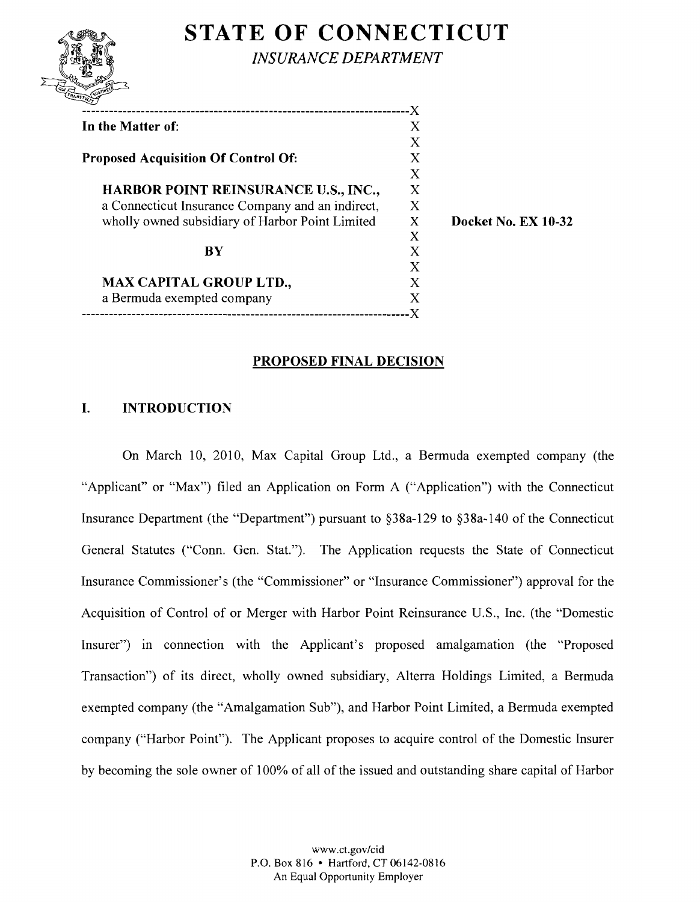# STATE OF CONNECTICUT

*INSURANCE DEPARTMENT*

| | | |
|---|---|---|
| **In the Matter of:** | X | |
| | X | |
| **Proposed Acquisition Of Control Of:** | X | |
| | X | |
| **HARBOR POINT REINSURANCE U.S., INC.,** | X | |
| a Connecticut Insurance Company and an indirect, | X | |
| wholly owned subsidiary of Harbor Point Limited | X | **Docket No. EX 10-32** |
| | X | |
| **BY** | X | |
| | X | |
| **MAX CAPITAL GROUP LTD.,** | X | |
| a Bermuda exempted company | X | |

## PROPOSED FINAL DECISION

### I. INTRODUCTION

On March 10, 2010, Max Capital Group Ltd., a Bermuda exempted company (the "Applicant" or "Max") filed an Application on Form A ("Application") with the Connecticut Insurance Department (the "Department") pursuant to §38a-129 to §38a-140 of the Connecticut General Statutes ("Conn. Gen. Stat."). The Application requests the State of Connecticut Insurance Commissioner's (the "Commissioner" or "Insurance Commissioner") approval for the Acquisition of Control of or Merger with Harbor Point Reinsurance U.S., Inc. (the "Domestic Insurer") in connection with the Applicant's proposed amalgamation (the "Proposed Transaction") of its direct, wholly owned subsidiary, Alterra Holdings Limited, a Bermuda exempted company (the "Amalgamation Sub"), and Harbor Point Limited, a Bermuda exempted company ("Harbor Point"). The Applicant proposes to acquire control of the Domestic Insurer by becoming the sole owner of 100% of all of the issued and outstanding share capital of Harbor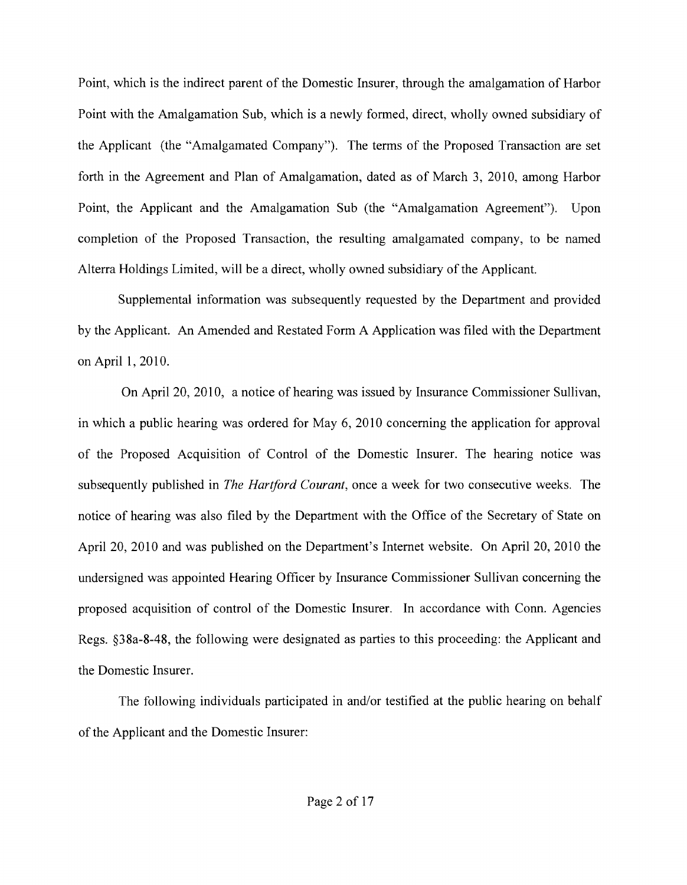Point, which is the indirect parent of the Domestic Insurer, through the amalgamation of Harbor Point with the Amalgamation Sub, which is a newly formed, direct, wholly owned subsidiary of the Applicant (the "Amalgamated Company"). The terms of the Proposed Transaction are set forth in the Agreement and Plan of Amalgamation, dated as of March 3, 2010, among Harbor Point, the Applicant and the Amalgamation Sub (the "Amalgamation Agreement"). Upon completion of the Proposed Transaction, the resulting amalgamated company, to be named Alterra Holdings Limited, will be a direct, wholly owned subsidiary of the Applicant.

Supplemental information was subsequently requested by the Department and provided by the Applicant. An Amended and Restated Form A Application was filed with the Department on April 1, 2010.

On April 20, 2010, a notice of hearing was issued by Insurance Commissioner Sullivan, in which a public hearing was ordered for May 6, 2010 concerning the application for approval of the Proposed Acquisition of Control of the Domestic Insurer. The hearing notice was subsequently published in *The Hartford Courant*, once a week for two consecutive weeks. The notice of hearing was also filed by the Department with the Office of the Secretary of State on April 20, 2010 and was published on the Department's Internet website. On April 20, 2010 the undersigned was appointed Hearing Officer by Insurance Commissioner Sullivan concerning the proposed acquisition of control of the Domestic Insurer. In accordance with Conn. Agencies Regs. §38a-8-48, the following were designated as parties to this proceeding: the Applicant and the Domestic Insurer.

The following individuals participated in and/or testified at the public hearing on behalf of the Applicant and the Domestic Insurer: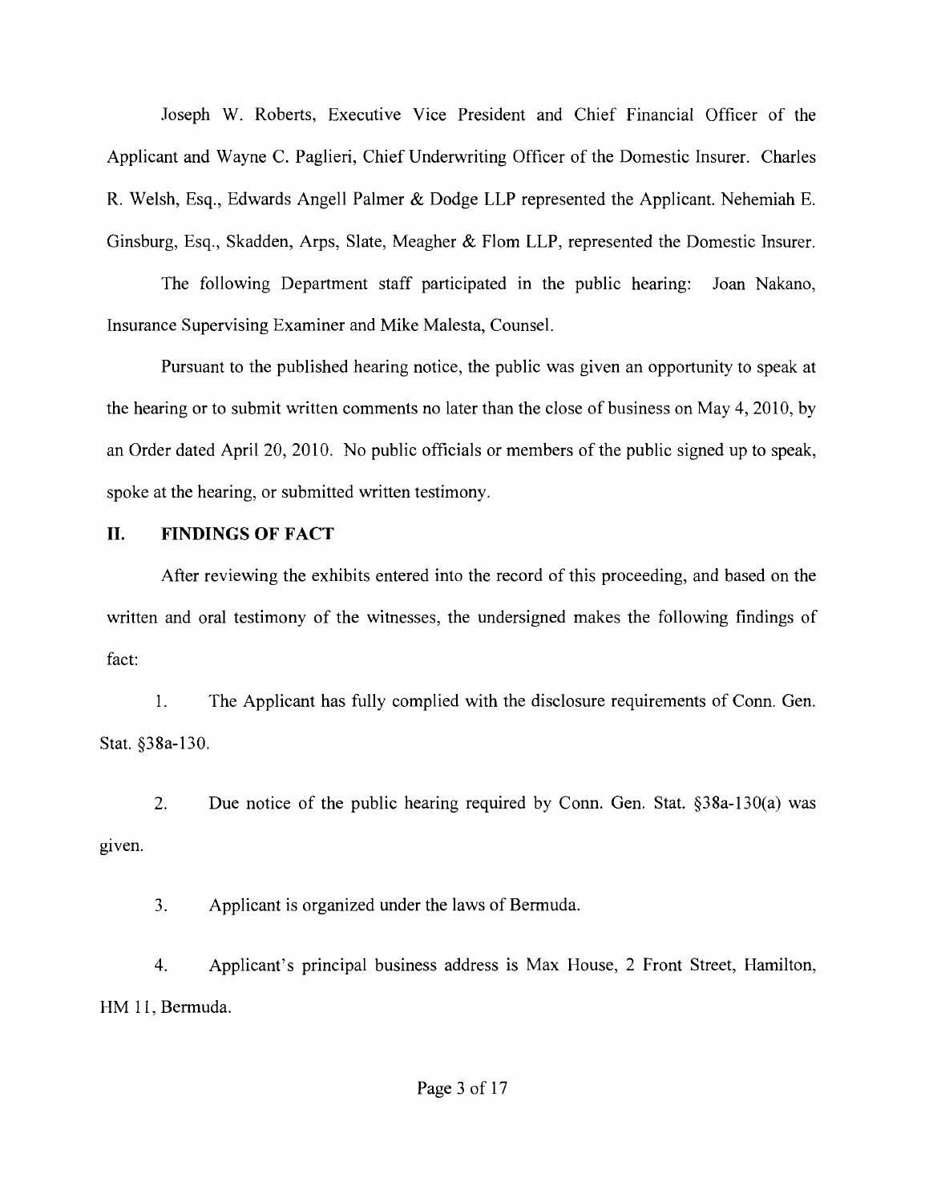Joseph W. Roberts, Executive Vice President and Chief Financial Officer of the Applicant and Wayne C. Paglieri, Chief Underwriting Officer of the Domestic Insurer. Charles R. Welsh, Esq., Edwards Angell Palmer & Dodge LLP represented the Applicant. Nehemiah E. Ginsburg, Esq., Skadden, Arps, Slate, Meagher & Flom LLP, represented the Domestic Insurer.

The following Department staff participated in the public hearing: Joan Nakano, Insurance Supervising Examiner and Mike Malesta, Counsel.

Pursuant to the published hearing notice, the public was given an opportunity to speak at the hearing or to submit written comments no later than the close of business on May 4, 2010, by an Order dated April 20, 2010. No public officials or members of the public signed up to speak, spoke at the hearing, or submitted written testimony.

## II. FINDINGS OF FACT

After reviewing the exhibits entered into the record of this proceeding, and based on the written and oral testimony of the witnesses, the undersigned makes the following findings of fact:

1. The Applicant has fully complied with the disclosure requirements of Conn. Gen. Stat. §38a-130.

2. Due notice of the public hearing required by Conn. Gen. Stat. §38a-130(a) was given.

3. Applicant is organized under the laws of Bermuda.

4. Applicant's principal business address is Max House, 2 Front Street, Hamilton, HM 11, Bermuda.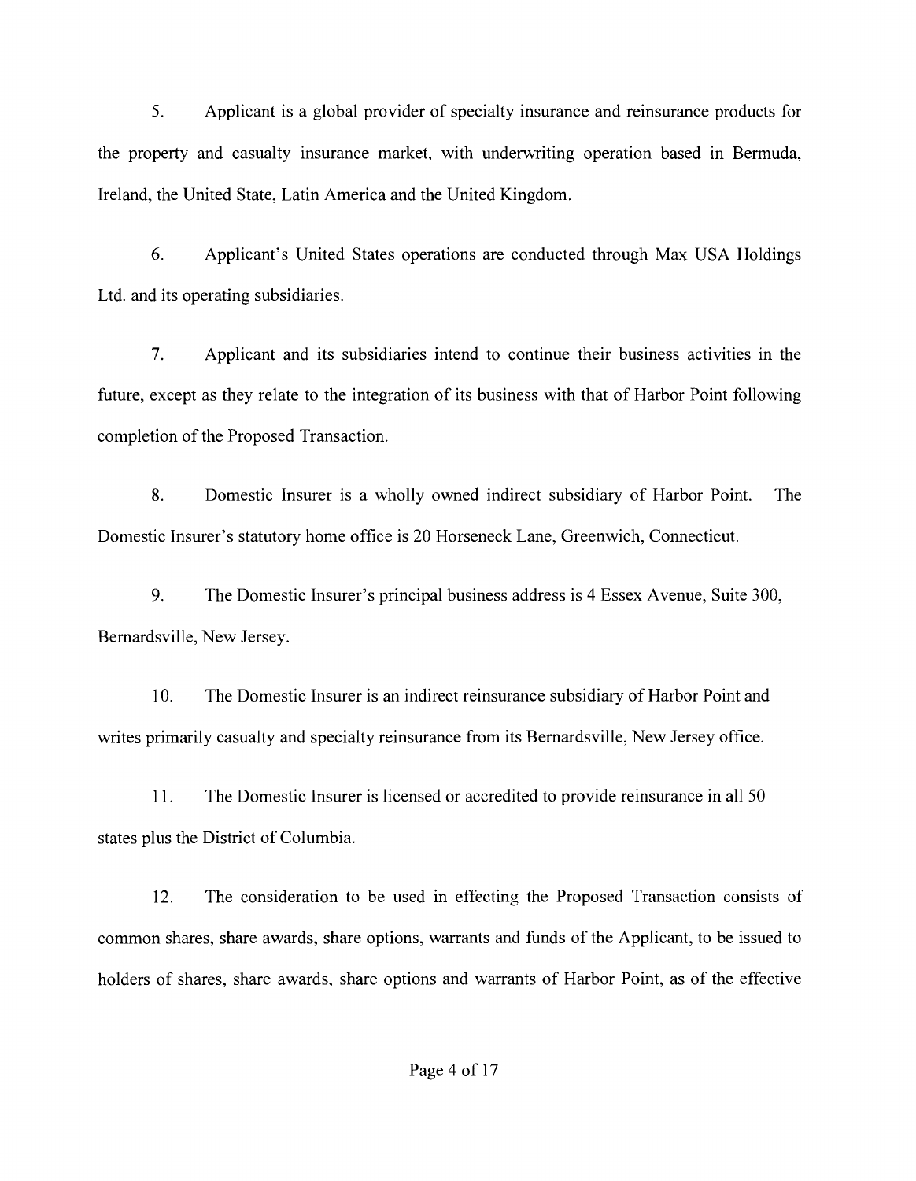5. Applicant is a global provider of specialty insurance and reinsurance products for the property and casualty insurance market, with underwriting operation based in Bermuda, Ireland, the United State, Latin America and the United Kingdom.

6. Applicant's United States operations are conducted through Max USA Holdings Ltd. and its operating subsidiaries.

7. Applicant and its subsidiaries intend to continue their business activities in the future, except as they relate to the integration of its business with that of Harbor Point following completion of the Proposed Transaction.

8. Domestic Insurer is a wholly owned indirect subsidiary of Harbor Point. The Domestic Insurer's statutory home office is 20 Horseneck Lane, Greenwich, Connecticut.

9. The Domestic Insurer's principal business address is 4 Essex Avenue, Suite 300, Bernardsville, New Jersey.

10. The Domestic Insurer is an indirect reinsurance subsidiary of Harbor Point and writes primarily casualty and specialty reinsurance from its Bernardsville, New Jersey office.

11. The Domestic Insurer is licensed or accredited to provide reinsurance in all 50 states plus the District of Columbia.

12. The consideration to be used in effecting the Proposed Transaction consists of common shares, share awards, share options, warrants and funds of the Applicant, to be issued to holders of shares, share awards, share options and warrants of Harbor Point, as of the effective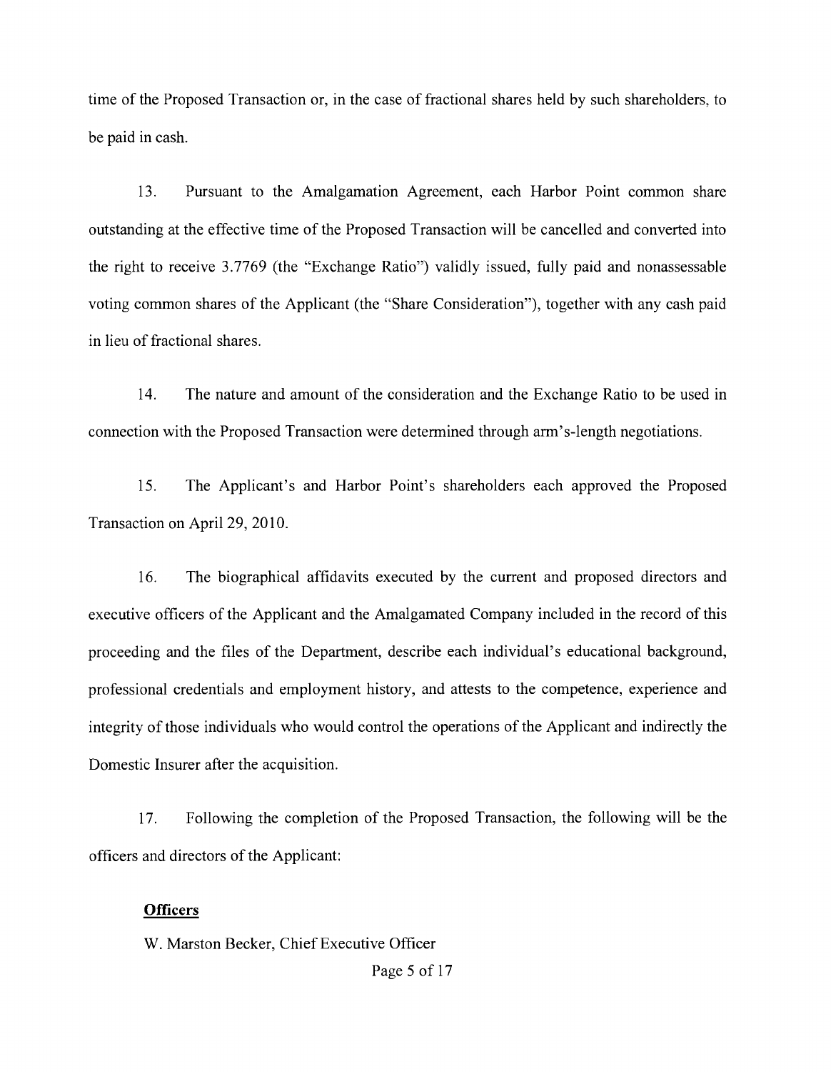time of the Proposed Transaction or, in the case of fractional shares held by such shareholders, to be paid in cash.

13. Pursuant to the Amalgamation Agreement, each Harbor Point common share outstanding at the effective time of the Proposed Transaction will be cancelled and converted into the right to receive 3.7769 (the "Exchange Ratio") validly issued, fully paid and nonassessable voting common shares of the Applicant (the "Share Consideration"), together with any cash paid in lieu of fractional shares.

14. The nature and amount of the consideration and the Exchange Ratio to be used in connection with the Proposed Transaction were determined through arm's-length negotiations.

15. The Applicant's and Harbor Point's shareholders each approved the Proposed Transaction on April 29, 2010.

16. The biographical affidavits executed by the current and proposed directors and executive officers of the Applicant and the Amalgamated Company included in the record of this proceeding and the files of the Department, describe each individual's educational background, professional credentials and employment history, and attests to the competence, experience and integrity of those individuals who would control the operations of the Applicant and indirectly the Domestic Insurer after the acquisition.

17. Following the completion of the Proposed Transaction, the following will be the officers and directors of the Applicant:

**Officers**

W. Marston Becker, Chief Executive Officer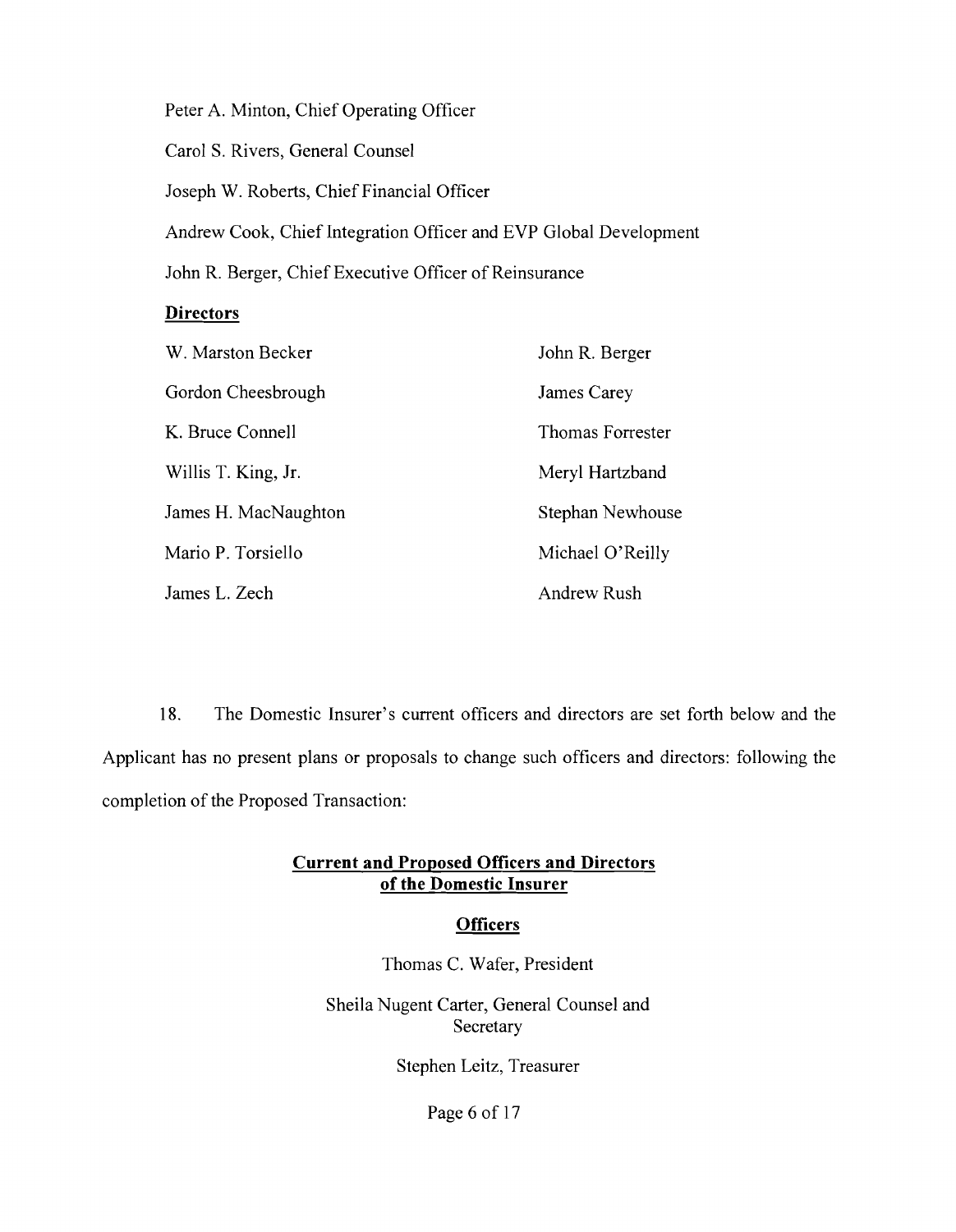Peter A. Minton, Chief Operating Officer

Carol S. Rivers, General Counsel

Joseph W. Roberts, Chief Financial Officer

Andrew Cook, Chief Integration Officer and EVP Global Development

John R. Berger, Chief Executive Officer of Reinsurance

**Directors**

| | |
|---|---|
| W. Marston Becker | John R. Berger |
| Gordon Cheesbrough | James Carey |
| K. Bruce Connell | Thomas Forrester |
| Willis T. King, Jr. | Meryl Hartzband |
| James H. MacNaughton | Stephan Newhouse |
| Mario P. Torsiello | Michael O'Reilly |
| James L. Zech | Andrew Rush |

18. The Domestic Insurer's current officers and directors are set forth below and the Applicant has no present plans or proposals to change such officers and directors: following the completion of the Proposed Transaction:

**Current and Proposed Officers and Directors of the Domestic Insurer**

**Officers**

Thomas C. Wafer, President

Sheila Nugent Carter, General Counsel and Secretary

Stephen Leitz, Treasurer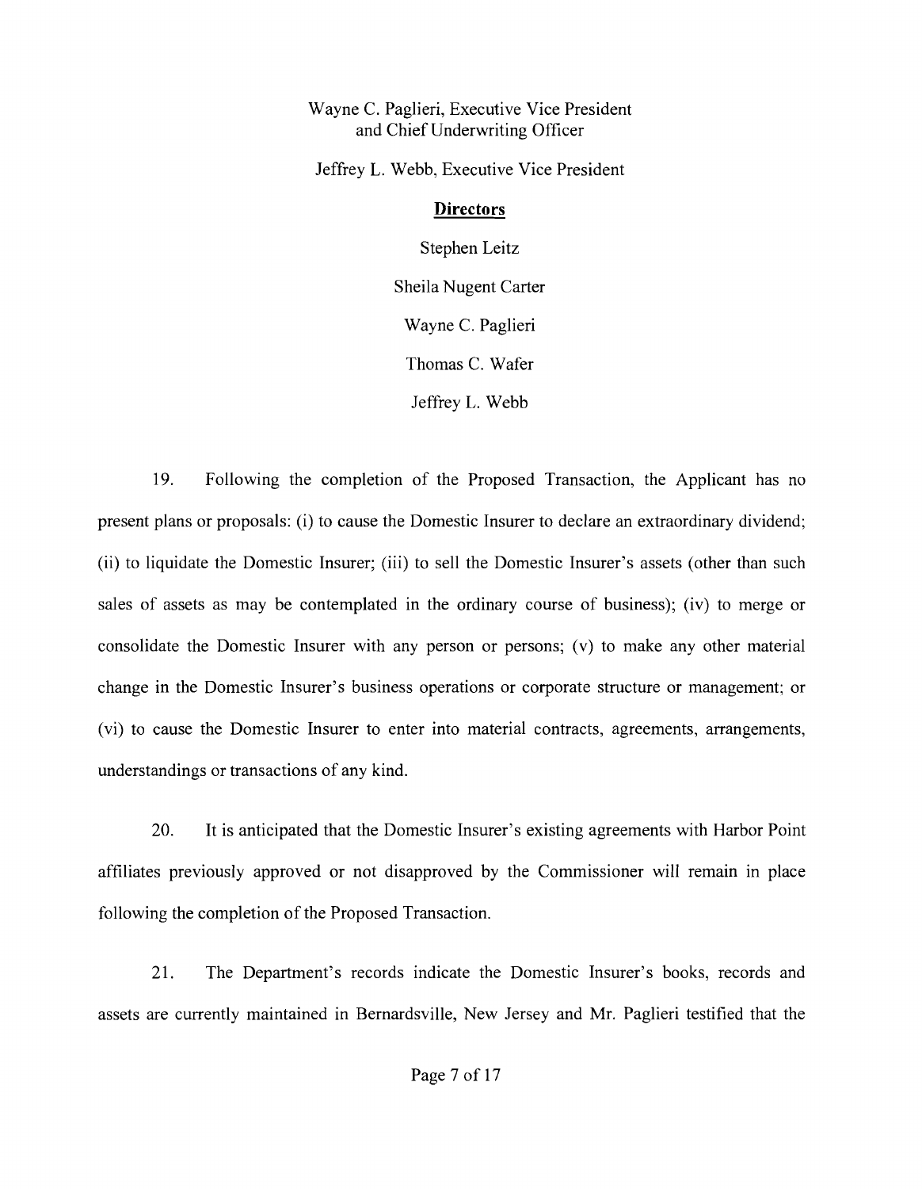Wayne C. Paglieri, Executive Vice President
and Chief Underwriting Officer

Jeffrey L. Webb, Executive Vice President

**Directors**

Stephen Leitz

Sheila Nugent Carter

Wayne C. Paglieri

Thomas C. Wafer

Jeffrey L. Webb

19. Following the completion of the Proposed Transaction, the Applicant has no present plans or proposals: (i) to cause the Domestic Insurer to declare an extraordinary dividend; (ii) to liquidate the Domestic Insurer; (iii) to sell the Domestic Insurer's assets (other than such sales of assets as may be contemplated in the ordinary course of business); (iv) to merge or consolidate the Domestic Insurer with any person or persons; (v) to make any other material change in the Domestic Insurer's business operations or corporate structure or management; or (vi) to cause the Domestic Insurer to enter into material contracts, agreements, arrangements, understandings or transactions of any kind.

20. It is anticipated that the Domestic Insurer's existing agreements with Harbor Point affiliates previously approved or not disapproved by the Commissioner will remain in place following the completion of the Proposed Transaction.

21. The Department's records indicate the Domestic Insurer's books, records and assets are currently maintained in Bernardsville, New Jersey and Mr. Paglieri testified that the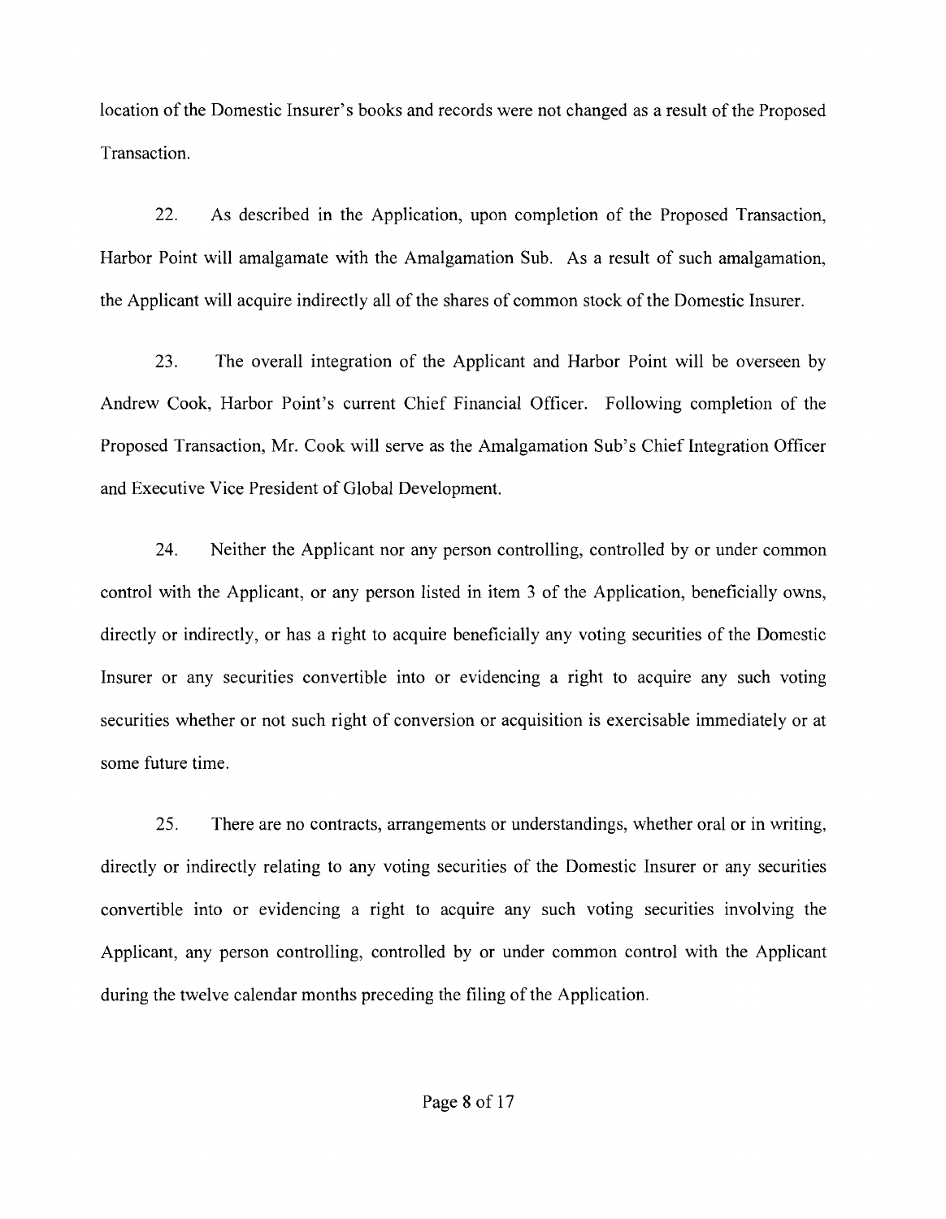location of the Domestic Insurer's books and records were not changed as a result of the Proposed Transaction.

22. As described in the Application, upon completion of the Proposed Transaction, Harbor Point will amalgamate with the Amalgamation Sub. As a result of such amalgamation, the Applicant will acquire indirectly all of the shares of common stock of the Domestic Insurer.

23. The overall integration of the Applicant and Harbor Point will be overseen by Andrew Cook, Harbor Point's current Chief Financial Officer. Following completion of the Proposed Transaction, Mr. Cook will serve as the Amalgamation Sub's Chief Integration Officer and Executive Vice President of Global Development.

24. Neither the Applicant nor any person controlling, controlled by or under common control with the Applicant, or any person listed in item 3 of the Application, beneficially owns, directly or indirectly, or has a right to acquire beneficially any voting securities of the Domestic Insurer or any securities convertible into or evidencing a right to acquire any such voting securities whether or not such right of conversion or acquisition is exercisable immediately or at some future time.

25. There are no contracts, arrangements or understandings, whether oral or in writing, directly or indirectly relating to any voting securities of the Domestic Insurer or any securities convertible into or evidencing a right to acquire any such voting securities involving the Applicant, any person controlling, controlled by or under common control with the Applicant during the twelve calendar months preceding the filing of the Application.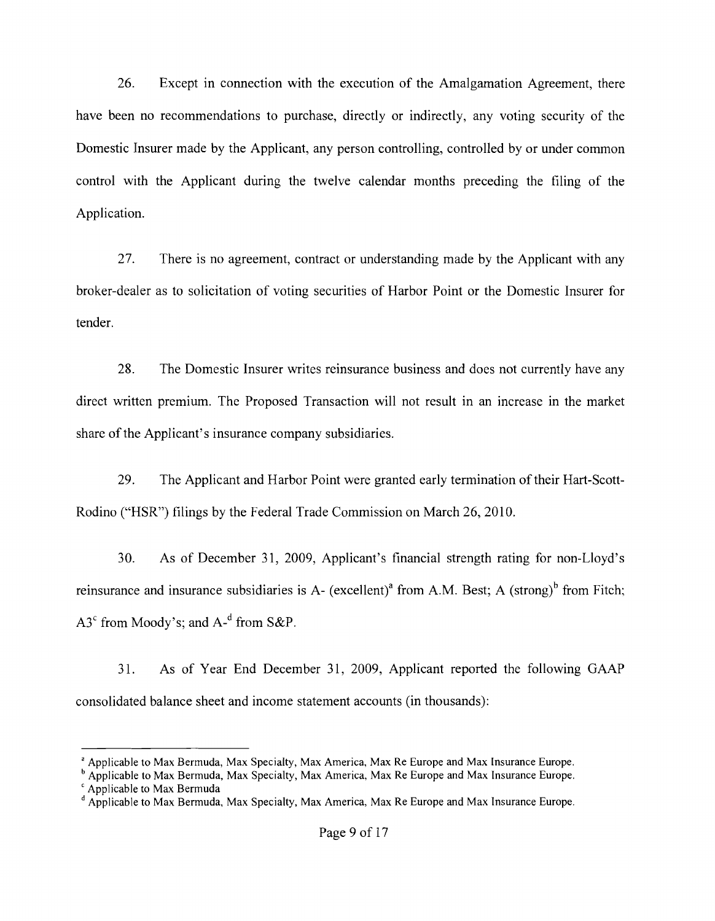26. Except in connection with the execution of the Amalgamation Agreement, there have been no recommendations to purchase, directly or indirectly, any voting security of the Domestic Insurer made by the Applicant, any person controlling, controlled by or under common control with the Applicant during the twelve calendar months preceding the filing of the Application.

27. There is no agreement, contract or understanding made by the Applicant with any broker-dealer as to solicitation of voting securities of Harbor Point or the Domestic Insurer for tender.

28. The Domestic Insurer writes reinsurance business and does not currently have any direct written premium. The Proposed Transaction will not result in an increase in the market share of the Applicant's insurance company subsidiaries.

29. The Applicant and Harbor Point were granted early termination of their Hart-Scott-Rodino ("HSR") filings by the Federal Trade Commission on March 26, 2010.

30. As of December 31, 2009, Applicant's financial strength rating for non-Lloyd's reinsurance and insurance subsidiaries is A- (excellent)[a] from A.M. Best; A (strong)[b] from Fitch; A3[c] from Moody's; and A-[d] from S&P.

31. As of Year End December 31, 2009, Applicant reported the following GAAP consolidated balance sheet and income statement accounts (in thousands):

---

[a] Applicable to Max Bermuda, Max Specialty, Max America, Max Re Europe and Max Insurance Europe.

[b] Applicable to Max Bermuda, Max Specialty, Max America, Max Re Europe and Max Insurance Europe.

[c] Applicable to Max Bermuda

[d] Applicable to Max Bermuda, Max Specialty, Max America, Max Re Europe and Max Insurance Europe.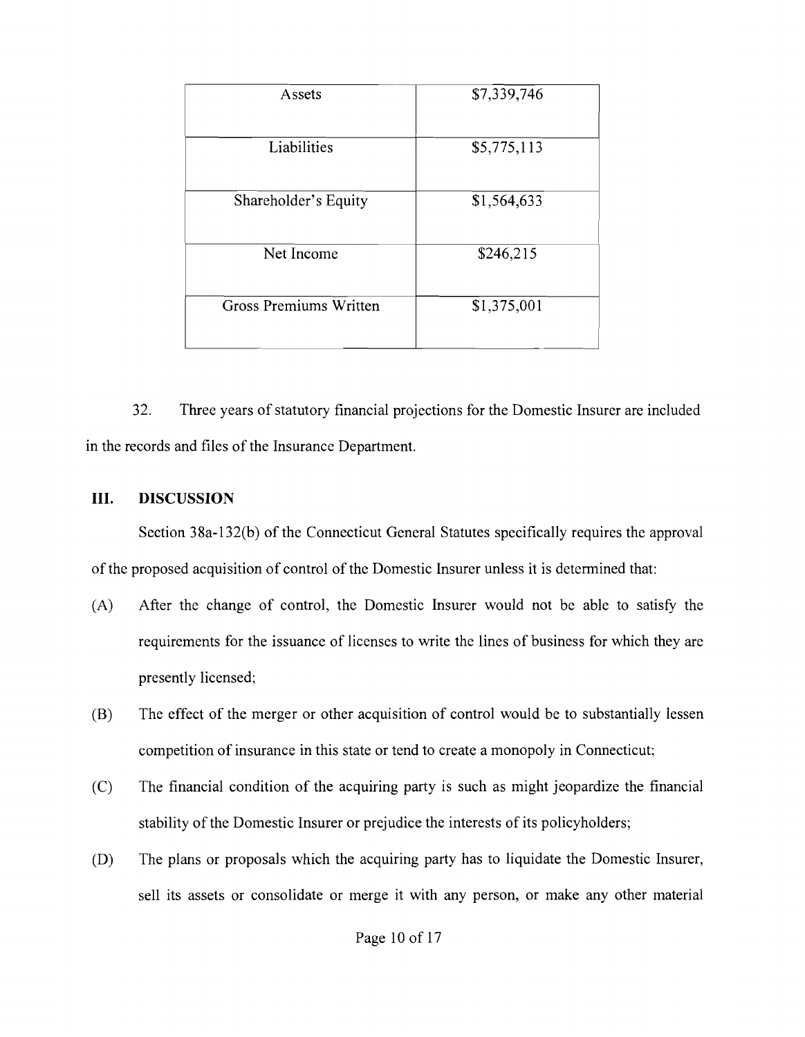| Assets | $7,339,746 |
| --- | --- |
| Liabilities | $5,775,113 |
| Shareholder's Equity | $1,564,633 |
| Net Income | $246,215 |
| Gross Premiums Written | $1,375,001 |

32. Three years of statutory financial projections for the Domestic Insurer are included in the records and files of the Insurance Department.

## III. DISCUSSION

Section 38a-132(b) of the Connecticut General Statutes specifically requires the approval of the proposed acquisition of control of the Domestic Insurer unless it is determined that:

(A) After the change of control, the Domestic Insurer would not be able to satisfy the requirements for the issuance of licenses to write the lines of business for which they are presently licensed;

(B) The effect of the merger or other acquisition of control would be to substantially lessen competition of insurance in this state or tend to create a monopoly in Connecticut;

(C) The financial condition of the acquiring party is such as might jeopardize the financial stability of the Domestic Insurer or prejudice the interests of its policyholders;

(D) The plans or proposals which the acquiring party has to liquidate the Domestic Insurer, sell its assets or consolidate or merge it with any person, or make any other material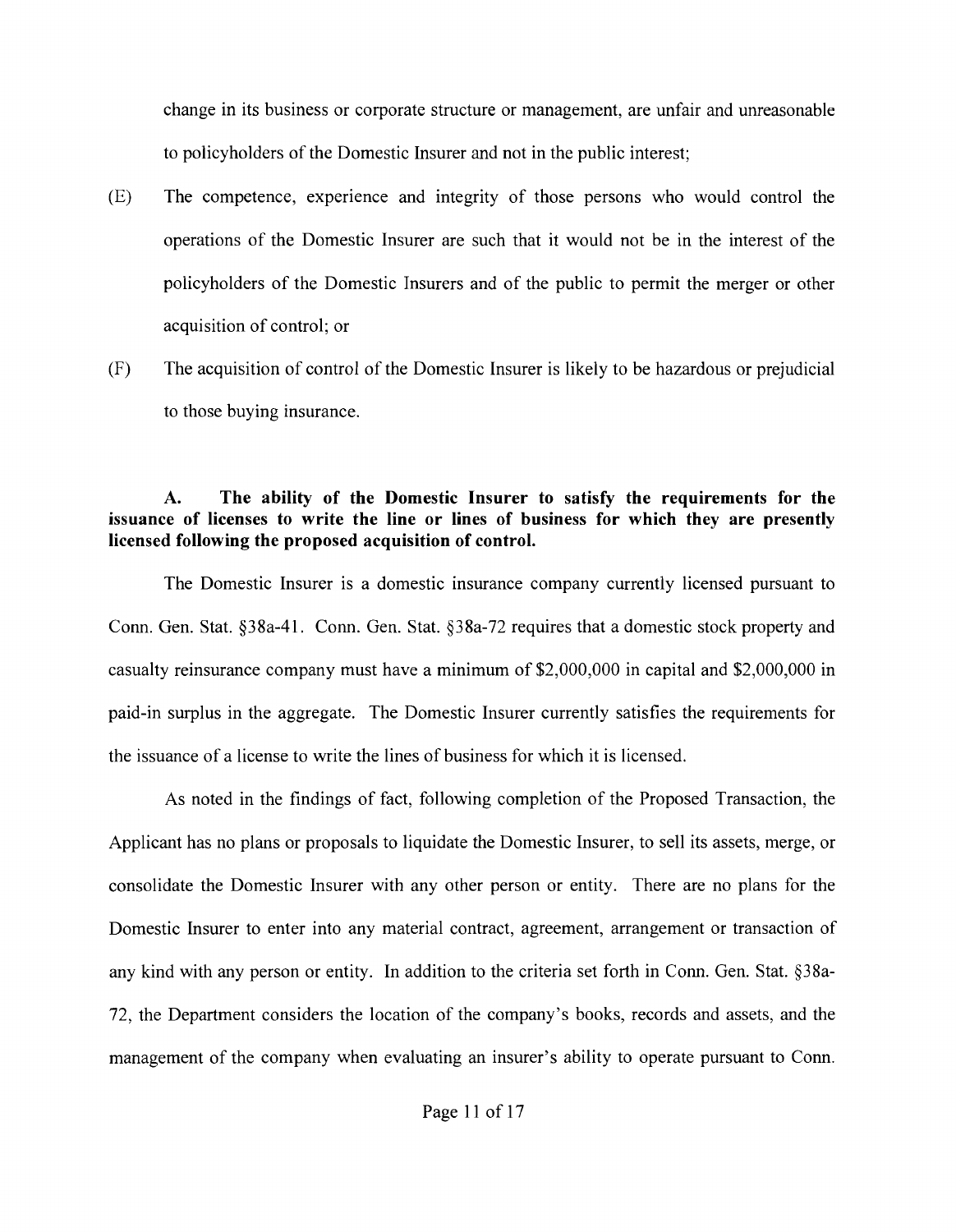change in its business or corporate structure or management, are unfair and unreasonable to policyholders of the Domestic Insurer and not in the public interest;

(E) The competence, experience and integrity of those persons who would control the operations of the Domestic Insurer are such that it would not be in the interest of the policyholders of the Domestic Insurers and of the public to permit the merger or other acquisition of control; or

(F) The acquisition of control of the Domestic Insurer is likely to be hazardous or prejudicial to those buying insurance.

**A. The ability of the Domestic Insurer to satisfy the requirements for the issuance of licenses to write the line or lines of business for which they are presently licensed following the proposed acquisition of control.**

The Domestic Insurer is a domestic insurance company currently licensed pursuant to Conn. Gen. Stat. §38a-41. Conn. Gen. Stat. §38a-72 requires that a domestic stock property and casualty reinsurance company must have a minimum of $2,000,000 in capital and $2,000,000 in paid-in surplus in the aggregate. The Domestic Insurer currently satisfies the requirements for the issuance of a license to write the lines of business for which it is licensed.

As noted in the findings of fact, following completion of the Proposed Transaction, the Applicant has no plans or proposals to liquidate the Domestic Insurer, to sell its assets, merge, or consolidate the Domestic Insurer with any other person or entity. There are no plans for the Domestic Insurer to enter into any material contract, agreement, arrangement or transaction of any kind with any person or entity. In addition to the criteria set forth in Conn. Gen. Stat. §38a-72, the Department considers the location of the company's books, records and assets, and the management of the company when evaluating an insurer's ability to operate pursuant to Conn.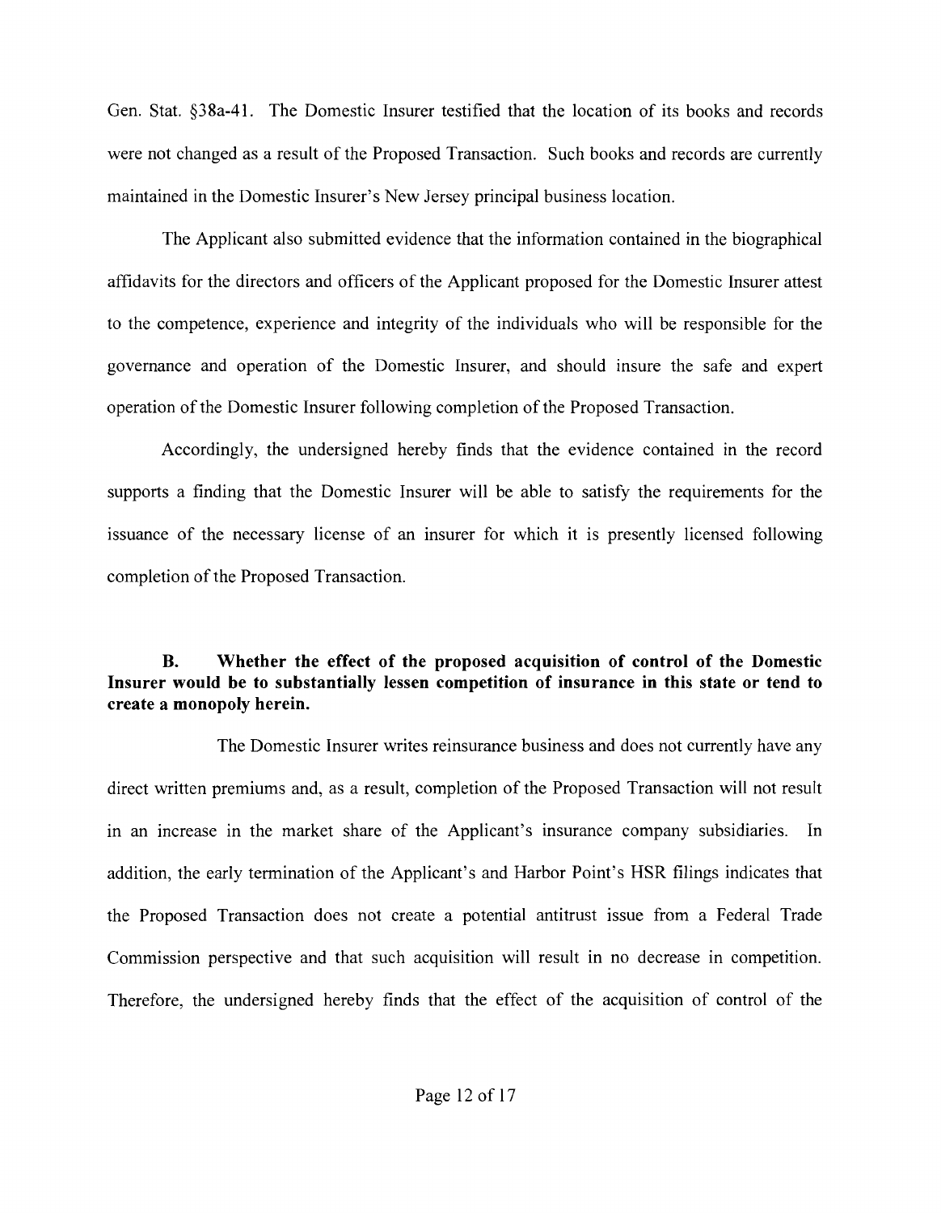Gen. Stat. §38a-41. The Domestic Insurer testified that the location of its books and records were not changed as a result of the Proposed Transaction. Such books and records are currently maintained in the Domestic Insurer's New Jersey principal business location.

The Applicant also submitted evidence that the information contained in the biographical affidavits for the directors and officers of the Applicant proposed for the Domestic Insurer attest to the competence, experience and integrity of the individuals who will be responsible for the governance and operation of the Domestic Insurer, and should insure the safe and expert operation of the Domestic Insurer following completion of the Proposed Transaction.

Accordingly, the undersigned hereby finds that the evidence contained in the record supports a finding that the Domestic Insurer will be able to satisfy the requirements for the issuance of the necessary license of an insurer for which it is presently licensed following completion of the Proposed Transaction.

**B. Whether the effect of the proposed acquisition of control of the Domestic Insurer would be to substantially lessen competition of insurance in this state or tend to create a monopoly herein.**

The Domestic Insurer writes reinsurance business and does not currently have any direct written premiums and, as a result, completion of the Proposed Transaction will not result in an increase in the market share of the Applicant's insurance company subsidiaries. In addition, the early termination of the Applicant's and Harbor Point's HSR filings indicates that the Proposed Transaction does not create a potential antitrust issue from a Federal Trade Commission perspective and that such acquisition will result in no decrease in competition. Therefore, the undersigned hereby finds that the effect of the acquisition of control of the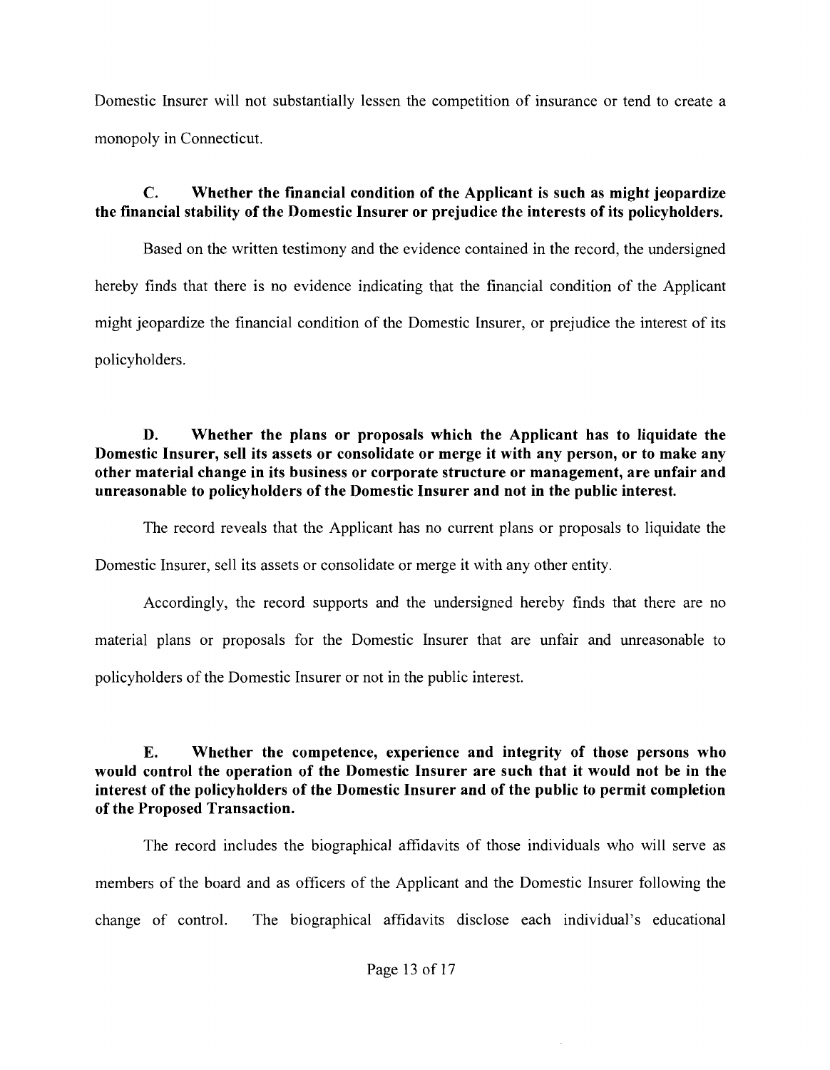Domestic Insurer will not substantially lessen the competition of insurance or tend to create a monopoly in Connecticut.

**C. Whether the financial condition of the Applicant is such as might jeopardize the financial stability of the Domestic Insurer or prejudice the interests of its policyholders.**

Based on the written testimony and the evidence contained in the record, the undersigned hereby finds that there is no evidence indicating that the financial condition of the Applicant might jeopardize the financial condition of the Domestic Insurer, or prejudice the interest of its policyholders.

**D. Whether the plans or proposals which the Applicant has to liquidate the Domestic Insurer, sell its assets or consolidate or merge it with any person, or to make any other material change in its business or corporate structure or management, are unfair and unreasonable to policyholders of the Domestic Insurer and not in the public interest.**

The record reveals that the Applicant has no current plans or proposals to liquidate the Domestic Insurer, sell its assets or consolidate or merge it with any other entity.

Accordingly, the record supports and the undersigned hereby finds that there are no material plans or proposals for the Domestic Insurer that are unfair and unreasonable to policyholders of the Domestic Insurer or not in the public interest.

**E. Whether the competence, experience and integrity of those persons who would control the operation of the Domestic Insurer are such that it would not be in the interest of the policyholders of the Domestic Insurer and of the public to permit completion of the Proposed Transaction.**

The record includes the biographical affidavits of those individuals who will serve as members of the board and as officers of the Applicant and the Domestic Insurer following the change of control. The biographical affidavits disclose each individual's educational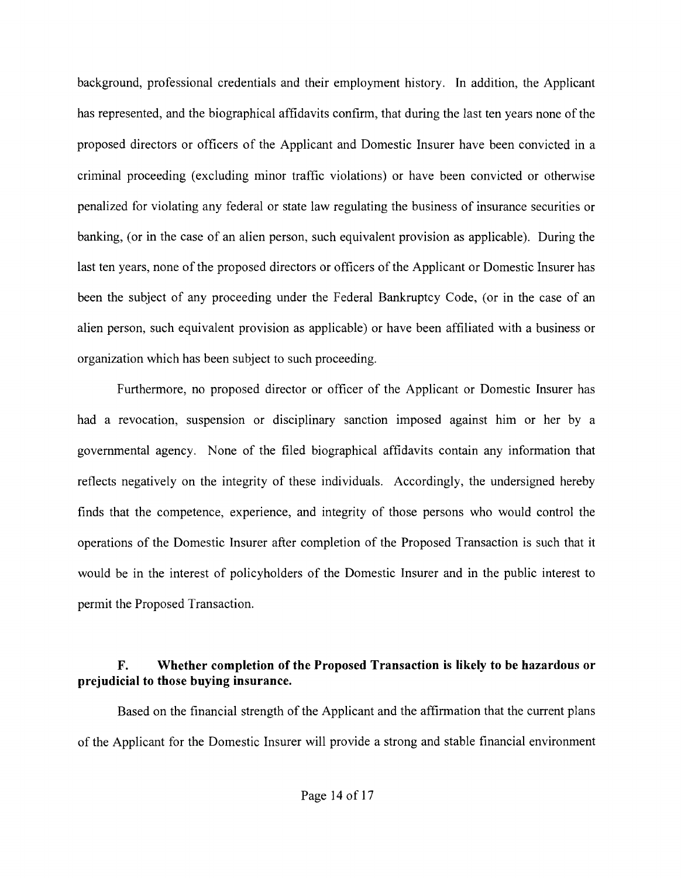background, professional credentials and their employment history. In addition, the Applicant has represented, and the biographical affidavits confirm, that during the last ten years none of the proposed directors or officers of the Applicant and Domestic Insurer have been convicted in a criminal proceeding (excluding minor traffic violations) or have been convicted or otherwise penalized for violating any federal or state law regulating the business of insurance securities or banking, (or in the case of an alien person, such equivalent provision as applicable). During the last ten years, none of the proposed directors or officers of the Applicant or Domestic Insurer has been the subject of any proceeding under the Federal Bankruptcy Code, (or in the case of an alien person, such equivalent provision as applicable) or have been affiliated with a business or organization which has been subject to such proceeding.

Furthermore, no proposed director or officer of the Applicant or Domestic Insurer has had a revocation, suspension or disciplinary sanction imposed against him or her by a governmental agency. None of the filed biographical affidavits contain any information that reflects negatively on the integrity of these individuals. Accordingly, the undersigned hereby finds that the competence, experience, and integrity of those persons who would control the operations of the Domestic Insurer after completion of the Proposed Transaction is such that it would be in the interest of policyholders of the Domestic Insurer and in the public interest to permit the Proposed Transaction.

### F. Whether completion of the Proposed Transaction is likely to be hazardous or prejudicial to those buying insurance.

Based on the financial strength of the Applicant and the affirmation that the current plans of the Applicant for the Domestic Insurer will provide a strong and stable financial environment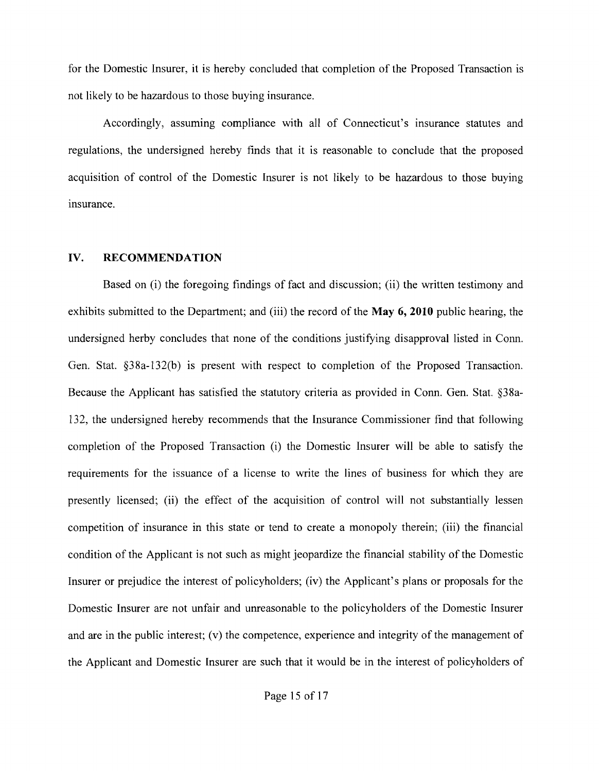for the Domestic Insurer, it is hereby concluded that completion of the Proposed Transaction is not likely to be hazardous to those buying insurance.

Accordingly, assuming compliance with all of Connecticut's insurance statutes and regulations, the undersigned hereby finds that it is reasonable to conclude that the proposed acquisition of control of the Domestic Insurer is not likely to be hazardous to those buying insurance.

## IV. RECOMMENDATION

Based on (i) the foregoing findings of fact and discussion; (ii) the written testimony and exhibits submitted to the Department; and (iii) the record of the **May 6, 2010** public hearing, the undersigned herby concludes that none of the conditions justifying disapproval listed in Conn. Gen. Stat. §38a-132(b) is present with respect to completion of the Proposed Transaction. Because the Applicant has satisfied the statutory criteria as provided in Conn. Gen. Stat. §38a-132, the undersigned hereby recommends that the Insurance Commissioner find that following completion of the Proposed Transaction (i) the Domestic Insurer will be able to satisfy the requirements for the issuance of a license to write the lines of business for which they are presently licensed; (ii) the effect of the acquisition of control will not substantially lessen competition of insurance in this state or tend to create a monopoly therein; (iii) the financial condition of the Applicant is not such as might jeopardize the financial stability of the Domestic Insurer or prejudice the interest of policyholders; (iv) the Applicant's plans or proposals for the Domestic Insurer are not unfair and unreasonable to the policyholders of the Domestic Insurer and are in the public interest; (v) the competence, experience and integrity of the management of the Applicant and Domestic Insurer are such that it would be in the interest of policyholders of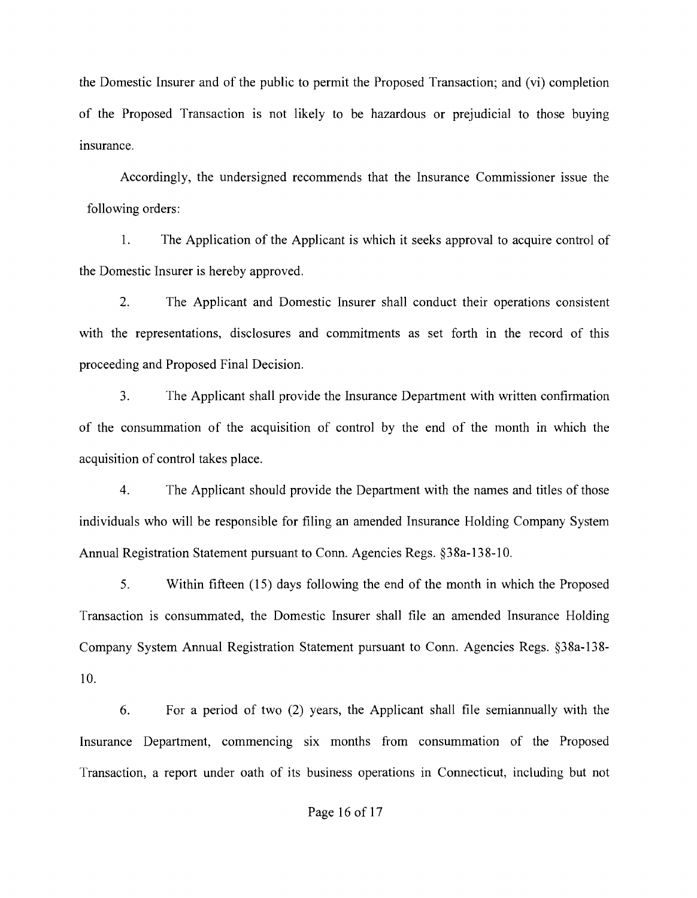the Domestic Insurer and of the public to permit the Proposed Transaction; and (vi) completion of the Proposed Transaction is not likely to be hazardous or prejudicial to those buying insurance.

Accordingly, the undersigned recommends that the Insurance Commissioner issue the following orders:

1. The Application of the Applicant is which it seeks approval to acquire control of the Domestic Insurer is hereby approved.

2. The Applicant and Domestic Insurer shall conduct their operations consistent with the representations, disclosures and commitments as set forth in the record of this proceeding and Proposed Final Decision.

3. The Applicant shall provide the Insurance Department with written confirmation of the consummation of the acquisition of control by the end of the month in which the acquisition of control takes place.

4. The Applicant should provide the Department with the names and titles of those individuals who will be responsible for filing an amended Insurance Holding Company System Annual Registration Statement pursuant to Conn. Agencies Regs. §38a-138-10.

5. Within fifteen (15) days following the end of the month in which the Proposed Transaction is consummated, the Domestic Insurer shall file an amended Insurance Holding Company System Annual Registration Statement pursuant to Conn. Agencies Regs. §38a-138-10.

6. For a period of two (2) years, the Applicant shall file semiannually with the Insurance Department, commencing six months from consummation of the Proposed Transaction, a report under oath of its business operations in Connecticut, including but not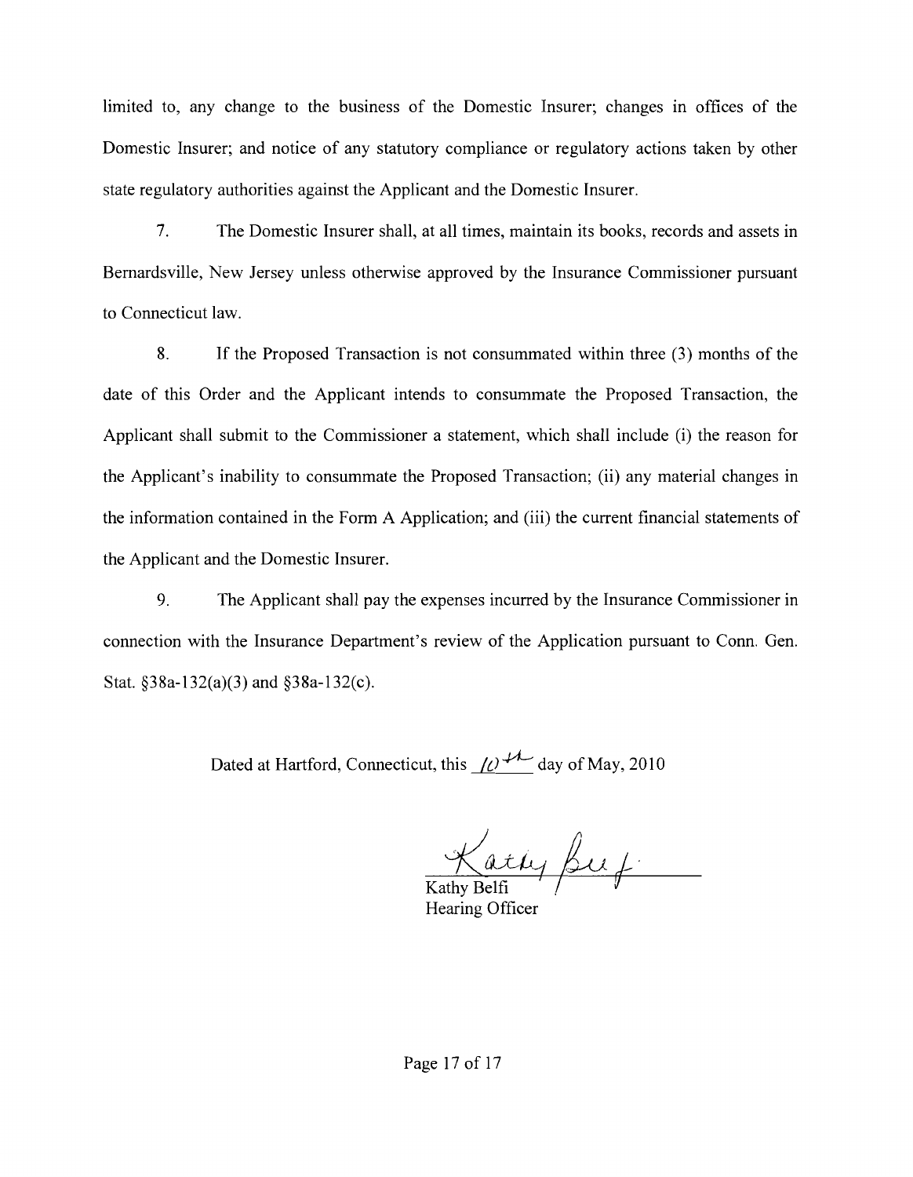limited to, any change to the business of the Domestic Insurer; changes in offices of the Domestic Insurer; and notice of any statutory compliance or regulatory actions taken by other state regulatory authorities against the Applicant and the Domestic Insurer.

7. The Domestic Insurer shall, at all times, maintain its books, records and assets in Bernardsville, New Jersey unless otherwise approved by the Insurance Commissioner pursuant to Connecticut law.

8. If the Proposed Transaction is not consummated within three (3) months of the date of this Order and the Applicant intends to consummate the Proposed Transaction, the Applicant shall submit to the Commissioner a statement, which shall include (i) the reason for the Applicant's inability to consummate the Proposed Transaction; (ii) any material changes in the information contained in the Form A Application; and (iii) the current financial statements of the Applicant and the Domestic Insurer.

9. The Applicant shall pay the expenses incurred by the Insurance Commissioner in connection with the Insurance Department's review of the Application pursuant to Conn. Gen. Stat. §38a-132(a)(3) and §38a-132(c).

Dated at Hartford, Connecticut, this 10th day of May, 2010

Kathy Belfi
Hearing Officer